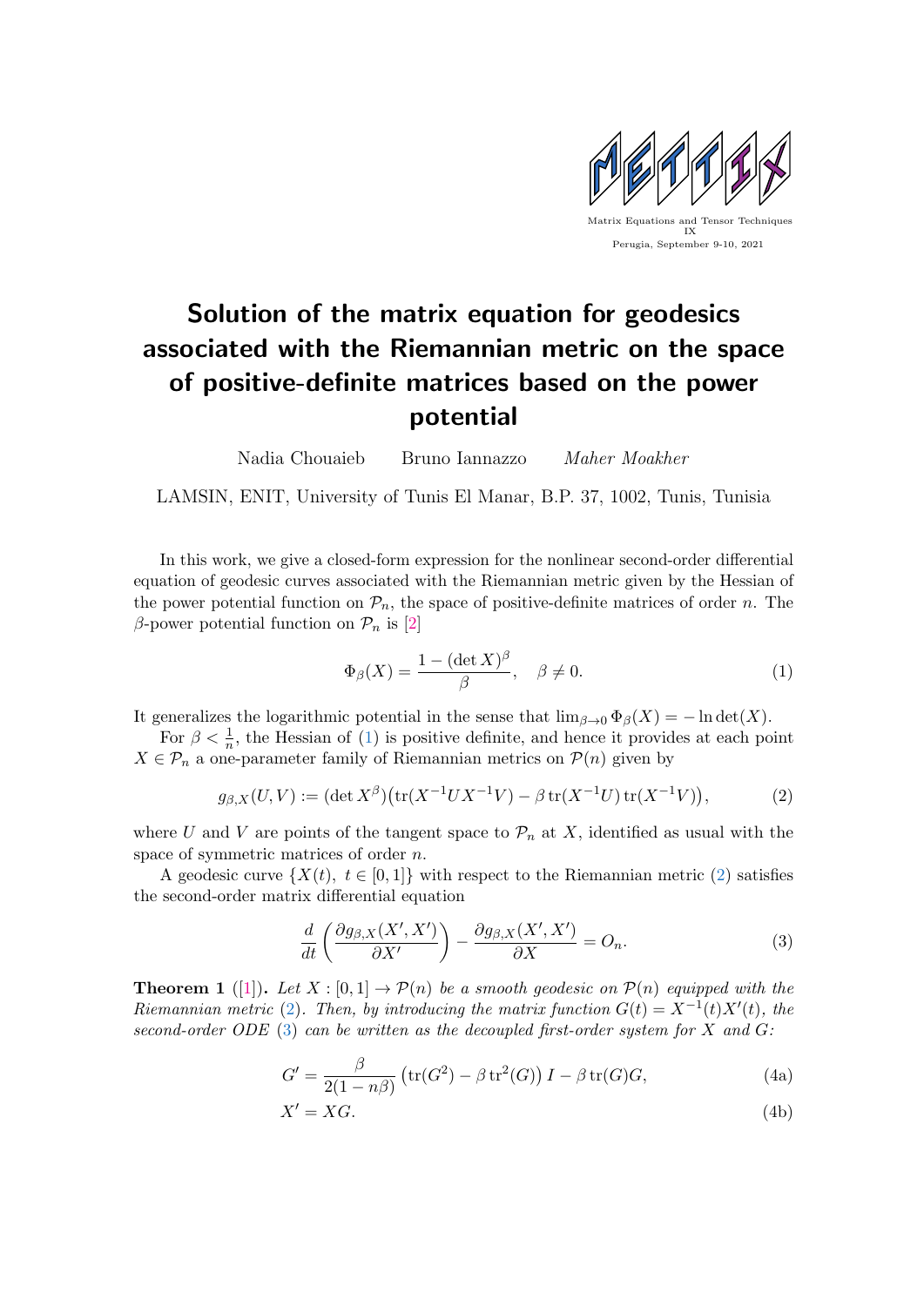Matrix Equations and Tensor Techniques IX
Perugia, September 9-10, 2021

# Solution of the matrix equation for geodesics associated with the Riemannian metric on the space of positive-definite matrices based on the power potential

Nadia Chouaieb    Bruno Iannazzo    *Maher Moakher*

LAMSIN, ENIT, University of Tunis El Manar, B.P. 37, 1002, Tunis, Tunisia

In this work, we give a closed-form expression for the nonlinear second-order differential equation of geodesic curves associated with the Riemannian metric given by the Hessian of the power potential function on $\mathcal{P}_n$, the space of positive-definite matrices of order $n$. The $\beta$-power potential function on $\mathcal{P}_n$ is [2]

$$\Phi_\beta(X) = \frac{1 - (\det X)^\beta}{\beta}, \quad \beta \neq 0. \tag{1}$$

It generalizes the logarithmic potential in the sense that $\lim_{\beta \to 0} \Phi_\beta(X) = -\ln \det(X)$.

For $\beta < \frac{1}{n}$, the Hessian of (1) is positive definite, and hence it provides at each point $X \in \mathcal{P}_n$ a one-parameter family of Riemannian metrics on $\mathcal{P}(n)$ given by

$$g_{\beta,X}(U,V) := (\det X^\beta)\big(\operatorname{tr}(X^{-1}UX^{-1}V) - \beta \operatorname{tr}(X^{-1}U)\operatorname{tr}(X^{-1}V)\big), \tag{2}$$

where $U$ and $V$ are points of the tangent space to $\mathcal{P}_n$ at $X$, identified as usual with the space of symmetric matrices of order $n$.

A geodesic curve $\{X(t),\ t \in [0,1]\}$ with respect to the Riemannian metric (2) satisfies the second-order matrix differential equation

$$\frac{d}{dt}\left(\frac{\partial g_{\beta,X}(X',X')}{\partial X'}\right) - \frac{\partial g_{\beta,X}(X',X')}{\partial X} = O_n. \tag{3}$$

**Theorem 1** ([1])**.** *Let $X : [0,1] \to \mathcal{P}(n)$ be a smooth geodesic on $\mathcal{P}(n)$ equipped with the Riemannian metric (2). Then, by introducing the matrix function $G(t) = X^{-1}(t)X'(t)$, the second-order ODE (3) can be written as the decoupled first-order system for $X$ and $G$:*

$$G' = \frac{\beta}{2(1-n\beta)}\big(\operatorname{tr}(G^2) - \beta \operatorname{tr}^2(G)\big)I - \beta \operatorname{tr}(G)G, \tag{4a}$$

$$X' = XG. \tag{4b}$$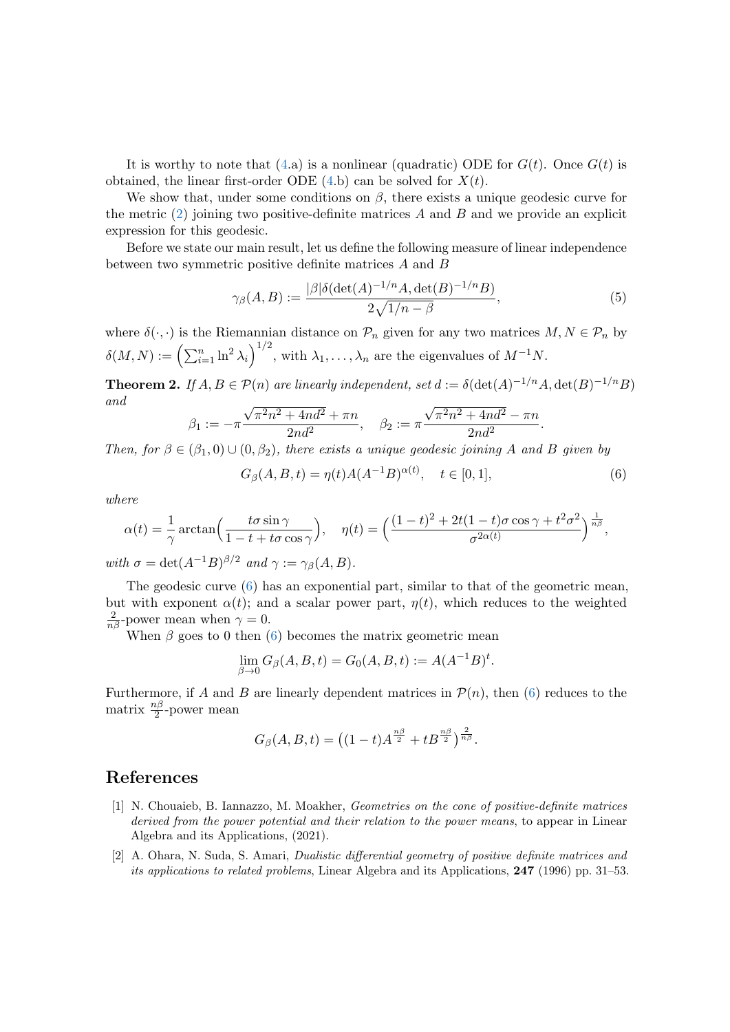It is worthy to note that (4.a) is a nonlinear (quadratic) ODE for $G(t)$. Once $G(t)$ is obtained, the linear first-order ODE (4.b) can be solved for $X(t)$.

We show that, under some conditions on $\beta$, there exists a unique geodesic curve for the metric (2) joining two positive-definite matrices $A$ and $B$ and we provide an explicit expression for this geodesic.

Before we state our main result, let us define the following measure of linear independence between two symmetric positive definite matrices $A$ and $B$

$$\gamma_\beta(A,B) := \frac{|\beta|\delta(\det(A)^{-1/n}A, \det(B)^{-1/n}B)}{2\sqrt{1/n - \beta}}, \tag{5}$$

where $\delta(\cdot,\cdot)$ is the Riemannian distance on $\mathcal{P}_n$ given for any two matrices $M, N \in \mathcal{P}_n$ by $\delta(M,N) := \left(\sum_{i=1}^n \ln^2 \lambda_i\right)^{1/2}$, with $\lambda_1, \ldots, \lambda_n$ are the eigenvalues of $M^{-1}N$.

**Theorem 2.** *If $A, B \in \mathcal{P}(n)$ are linearly independent, set $d := \delta(\det(A)^{-1/n}A, \det(B)^{-1/n}B)$ and*

$$\beta_1 := -\pi\frac{\sqrt{\pi^2 n^2 + 4nd^2} + \pi n}{2nd^2}, \quad \beta_2 := \pi\frac{\sqrt{\pi^2 n^2 + 4nd^2} - \pi n}{2nd^2}.$$

*Then, for $\beta \in (\beta_1, 0) \cup (0, \beta_2)$, there exists a unique geodesic joining $A$ and $B$ given by*

$$G_\beta(A,B,t) = \eta(t)A(A^{-1}B)^{\alpha(t)}, \quad t \in [0,1], \tag{6}$$

*where*

$$\alpha(t) = \frac{1}{\gamma}\arctan\Big(\frac{t\sigma\sin\gamma}{1 - t + t\sigma\cos\gamma}\Big), \quad \eta(t) = \Big(\frac{(1-t)^2 + 2t(1-t)\sigma\cos\gamma + t^2\sigma^2}{\sigma^{2\alpha(t)}}\Big)^{\frac{1}{n\beta}},$$

*with $\sigma = \det(A^{-1}B)^{\beta/2}$ and $\gamma := \gamma_\beta(A,B)$.*

The geodesic curve (6) has an exponential part, similar to that of the geometric mean, but with exponent $\alpha(t)$; and a scalar power part, $\eta(t)$, which reduces to the weighted $\frac{2}{n\beta}$-power mean when $\gamma = 0$.

When $\beta$ goes to 0 then (6) becomes the matrix geometric mean

$$\lim_{\beta\to 0} G_\beta(A,B,t) = G_0(A,B,t) := A(A^{-1}B)^t.$$

Furthermore, if $A$ and $B$ are linearly dependent matrices in $\mathcal{P}(n)$, then (6) reduces to the matrix $\frac{n\beta}{2}$-power mean

$$G_\beta(A,B,t) = \big((1-t)A^{\frac{n\beta}{2}} + tB^{\frac{n\beta}{2}}\big)^{\frac{2}{n\beta}}.$$

## References

[1] N. Chouaieb, B. Iannazzo, M. Moakher, *Geometries on the cone of positive-definite matrices derived from the power potential and their relation to the power means*, to appear in Linear Algebra and its Applications, (2021).

[2] A. Ohara, N. Suda, S. Amari, *Dualistic differential geometry of positive definite matrices and its applications to related problems*, Linear Algebra and its Applications, **247** (1996) pp. 31–53.